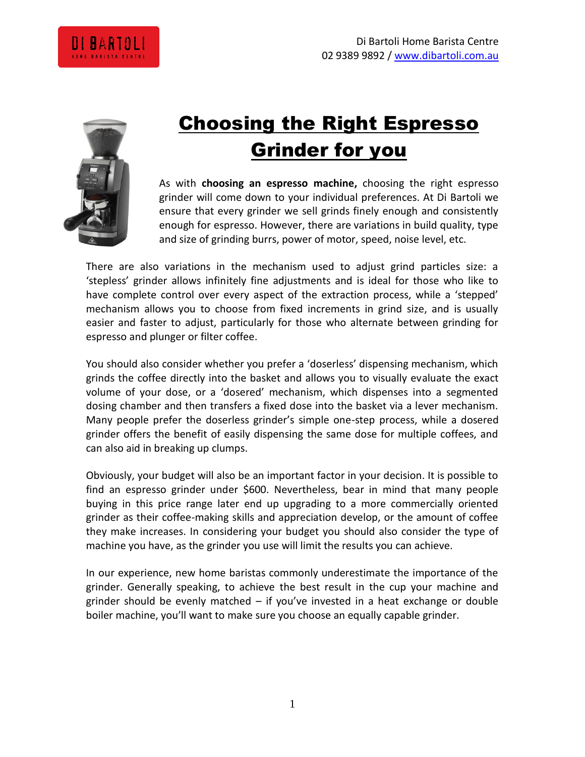Di Bartoli Home Barista Centre
02 9389 9892 / www.dibartoli.com.au

# Choosing the Right Espresso Grinder for you

As with **choosing an espresso machine,** choosing the right espresso grinder will come down to your individual preferences. At Di Bartoli we ensure that every grinder we sell grinds finely enough and consistently enough for espresso. However, there are variations in build quality, type and size of grinding burrs, power of motor, speed, noise level, etc.

There are also variations in the mechanism used to adjust grind particles size: a 'stepless' grinder allows infinitely fine adjustments and is ideal for those who like to have complete control over every aspect of the extraction process, while a 'stepped' mechanism allows you to choose from fixed increments in grind size, and is usually easier and faster to adjust, particularly for those who alternate between grinding for espresso and plunger or filter coffee.

You should also consider whether you prefer a 'doserless' dispensing mechanism, which grinds the coffee directly into the basket and allows you to visually evaluate the exact volume of your dose, or a 'dosered' mechanism, which dispenses into a segmented dosing chamber and then transfers a fixed dose into the basket via a lever mechanism. Many people prefer the doserless grinder's simple one-step process, while a dosered grinder offers the benefit of easily dispensing the same dose for multiple coffees, and can also aid in breaking up clumps.

Obviously, your budget will also be an important factor in your decision. It is possible to find an espresso grinder under $600. Nevertheless, bear in mind that many people buying in this price range later end up upgrading to a more commercially oriented grinder as their coffee-making skills and appreciation develop, or the amount of coffee they make increases. In considering your budget you should also consider the type of machine you have, as the grinder you use will limit the results you can achieve.

In our experience, new home baristas commonly underestimate the importance of the grinder. Generally speaking, to achieve the best result in the cup your machine and grinder should be evenly matched – if you've invested in a heat exchange or double boiler machine, you'll want to make sure you choose an equally capable grinder.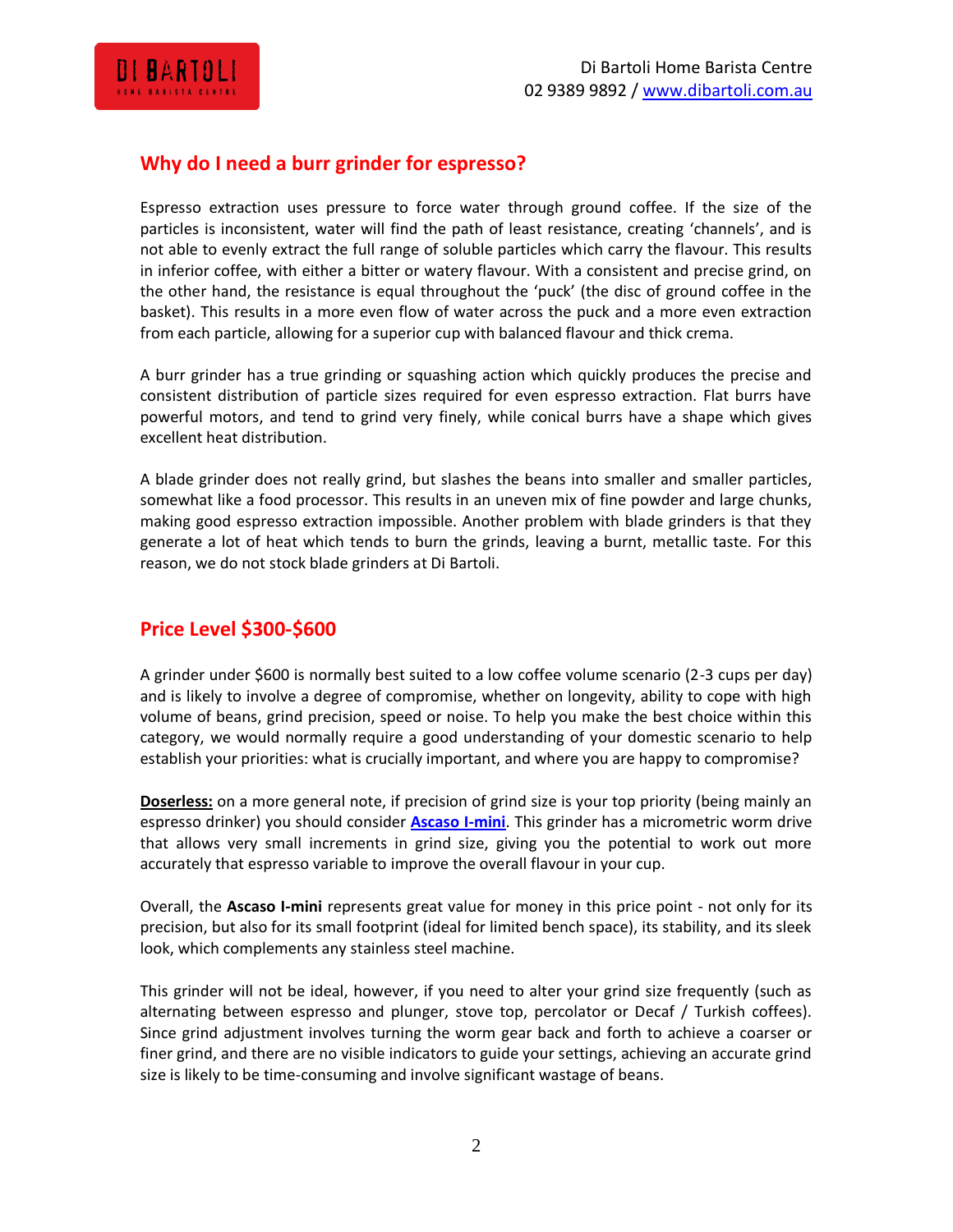## Why do I need a burr grinder for espresso?

Espresso extraction uses pressure to force water through ground coffee. If the size of the particles is inconsistent, water will find the path of least resistance, creating 'channels', and is not able to evenly extract the full range of soluble particles which carry the flavour. This results in inferior coffee, with either a bitter or watery flavour. With a consistent and precise grind, on the other hand, the resistance is equal throughout the 'puck' (the disc of ground coffee in the basket). This results in a more even flow of water across the puck and a more even extraction from each particle, allowing for a superior cup with balanced flavour and thick crema.

A burr grinder has a true grinding or squashing action which quickly produces the precise and consistent distribution of particle sizes required for even espresso extraction. Flat burrs have powerful motors, and tend to grind very finely, while conical burrs have a shape which gives excellent heat distribution.

A blade grinder does not really grind, but slashes the beans into smaller and smaller particles, somewhat like a food processor. This results in an uneven mix of fine powder and large chunks, making good espresso extraction impossible. Another problem with blade grinders is that they generate a lot of heat which tends to burn the grinds, leaving a burnt, metallic taste. For this reason, we do not stock blade grinders at Di Bartoli.

## Price Level $300-$600

A grinder under $600 is normally best suited to a low coffee volume scenario (2-3 cups per day) and is likely to involve a degree of compromise, whether on longevity, ability to cope with high volume of beans, grind precision, speed or noise. To help you make the best choice within this category, we would normally require a good understanding of your domestic scenario to help establish your priorities: what is crucially important, and where you are happy to compromise?

**Doserless:** on a more general note, if precision of grind size is your top priority (being mainly an espresso drinker) you should consider **Ascaso I-mini**. This grinder has a micrometric worm drive that allows very small increments in grind size, giving you the potential to work out more accurately that espresso variable to improve the overall flavour in your cup.

Overall, the **Ascaso I-mini** represents great value for money in this price point - not only for its precision, but also for its small footprint (ideal for limited bench space), its stability, and its sleek look, which complements any stainless steel machine.

This grinder will not be ideal, however, if you need to alter your grind size frequently (such as alternating between espresso and plunger, stove top, percolator or Decaf / Turkish coffees). Since grind adjustment involves turning the worm gear back and forth to achieve a coarser or finer grind, and there are no visible indicators to guide your settings, achieving an accurate grind size is likely to be time-consuming and involve significant wastage of beans.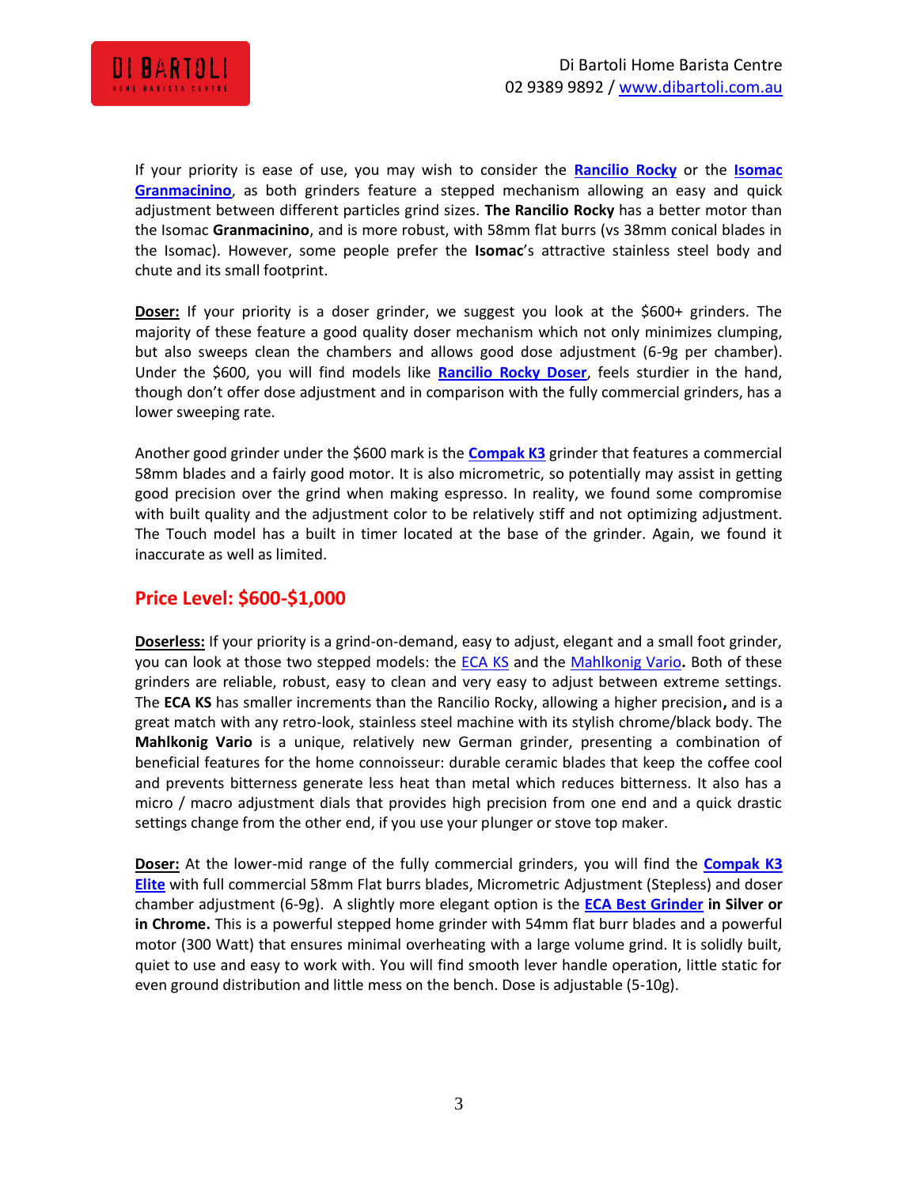If your priority is ease of use, you may wish to consider the **Rancilio Rocky** or the **Isomac Granmacinino**, as both grinders feature a stepped mechanism allowing an easy and quick adjustment between different particles grind sizes. **The Rancilio Rocky** has a better motor than the Isomac **Granmacinino**, and is more robust, with 58mm flat burrs (vs 38mm conical blades in the Isomac). However, some people prefer the **Isomac**'s attractive stainless steel body and chute and its small footprint.

**Doser:** If your priority is a doser grinder, we suggest you look at the $600+ grinders. The majority of these feature a good quality doser mechanism which not only minimizes clumping, but also sweeps clean the chambers and allows good dose adjustment (6-9g per chamber). Under the $600, you will find models like **Rancilio Rocky Doser**, feels sturdier in the hand, though don't offer dose adjustment and in comparison with the fully commercial grinders, has a lower sweeping rate.

Another good grinder under the $600 mark is the **Compak K3** grinder that features a commercial 58mm blades and a fairly good motor. It is also micrometric, so potentially may assist in getting good precision over the grind when making espresso. In reality, we found some compromise with built quality and the adjustment color to be relatively stiff and not optimizing adjustment. The Touch model has a built in timer located at the base of the grinder. Again, we found it inaccurate as well as limited.

## Price Level: $600-$1,000

**Doserless:** If your priority is a grind-on-demand, easy to adjust, elegant and a small foot grinder, you can look at those two stepped models: the ECA KS and the Mahlkonig Vario**.** Both of these grinders are reliable, robust, easy to clean and very easy to adjust between extreme settings. The **ECA KS** has smaller increments than the Rancilio Rocky, allowing a higher precision**,** and is a great match with any retro-look, stainless steel machine with its stylish chrome/black body. The **Mahlkonig Vario** is a unique, relatively new German grinder, presenting a combination of beneficial features for the home connoisseur: durable ceramic blades that keep the coffee cool and prevents bitterness generate less heat than metal which reduces bitterness. It also has a micro / macro adjustment dials that provides high precision from one end and a quick drastic settings change from the other end, if you use your plunger or stove top maker.

**Doser:** At the lower-mid range of the fully commercial grinders, you will find the **Compak K3 Elite** with full commercial 58mm Flat burrs blades, Micrometric Adjustment (Stepless) and doser chamber adjustment (6-9g). A slightly more elegant option is the **ECA Best Grinder in Silver or in Chrome.** This is a powerful stepped home grinder with 54mm flat burr blades and a powerful motor (300 Watt) that ensures minimal overheating with a large volume grind. It is solidly built, quiet to use and easy to work with. You will find smooth lever handle operation, little static for even ground distribution and little mess on the bench. Dose is adjustable (5-10g).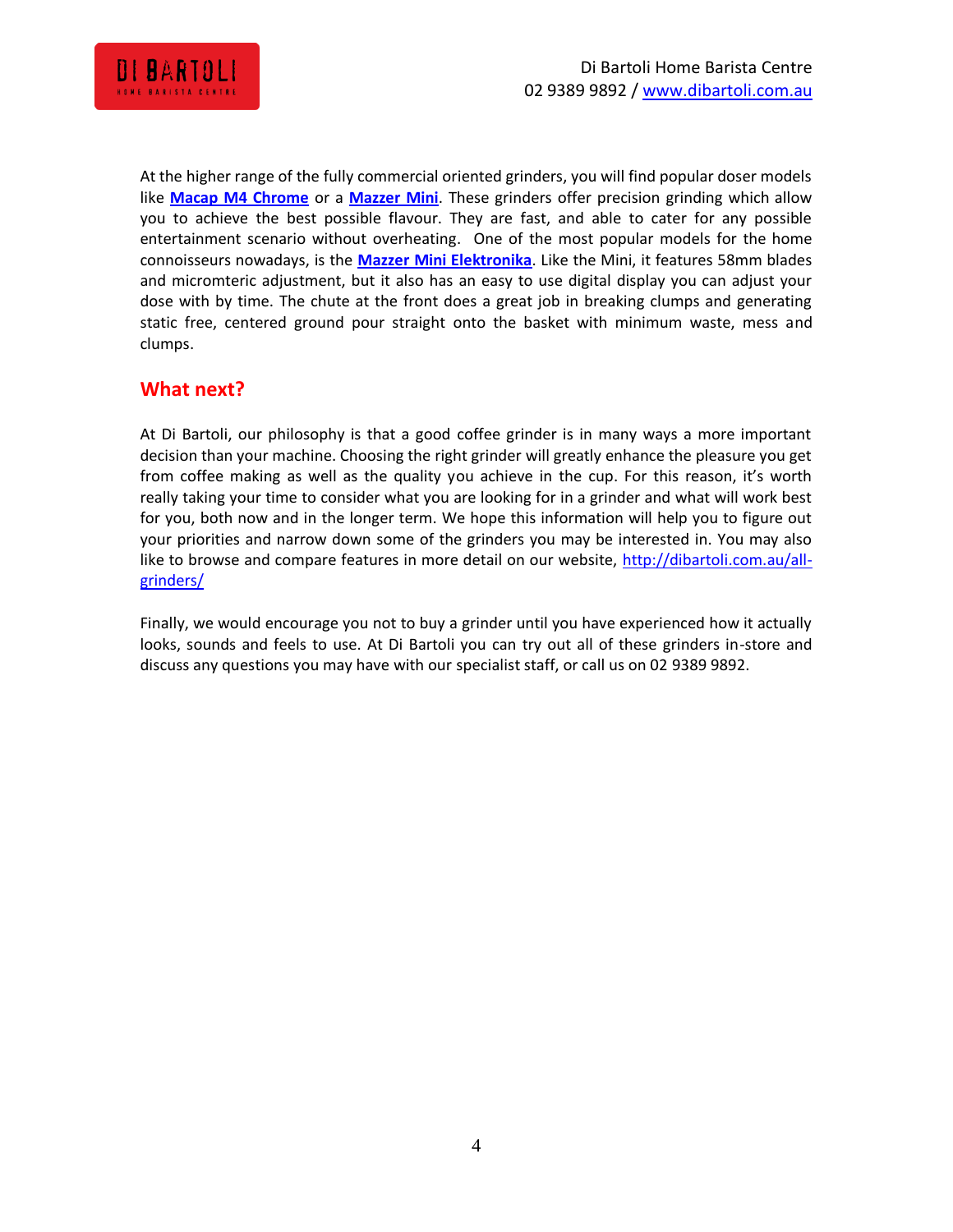At the higher range of the fully commercial oriented grinders, you will find popular doser models like **[Macap M4 Chrome]()** or a **[Mazzer Mini]()**. These grinders offer precision grinding which allow you to achieve the best possible flavour. They are fast, and able to cater for any possible entertainment scenario without overheating. One of the most popular models for the home connoisseurs nowadays, is the **[Mazzer Mini Elektronika]()**. Like the Mini, it features 58mm blades and micromteric adjustment, but it also has an easy to use digital display you can adjust your dose with by time. The chute at the front does a great job in breaking clumps and generating static free, centered ground pour straight onto the basket with minimum waste, mess and clumps.

## What next?

At Di Bartoli, our philosophy is that a good coffee grinder is in many ways a more important decision than your machine. Choosing the right grinder will greatly enhance the pleasure you get from coffee making as well as the quality you achieve in the cup. For this reason, it's worth really taking your time to consider what you are looking for in a grinder and what will work best for you, both now and in the longer term. We hope this information will help you to figure out your priorities and narrow down some of the grinders you may be interested in. You may also like to browse and compare features in more detail on our website, [http://dibartoli.com.au/all-grinders/](http://dibartoli.com.au/all-grinders/)

Finally, we would encourage you not to buy a grinder until you have experienced how it actually looks, sounds and feels to use. At Di Bartoli you can try out all of these grinders in-store and discuss any questions you may have with our specialist staff, or call us on 02 9389 9892.